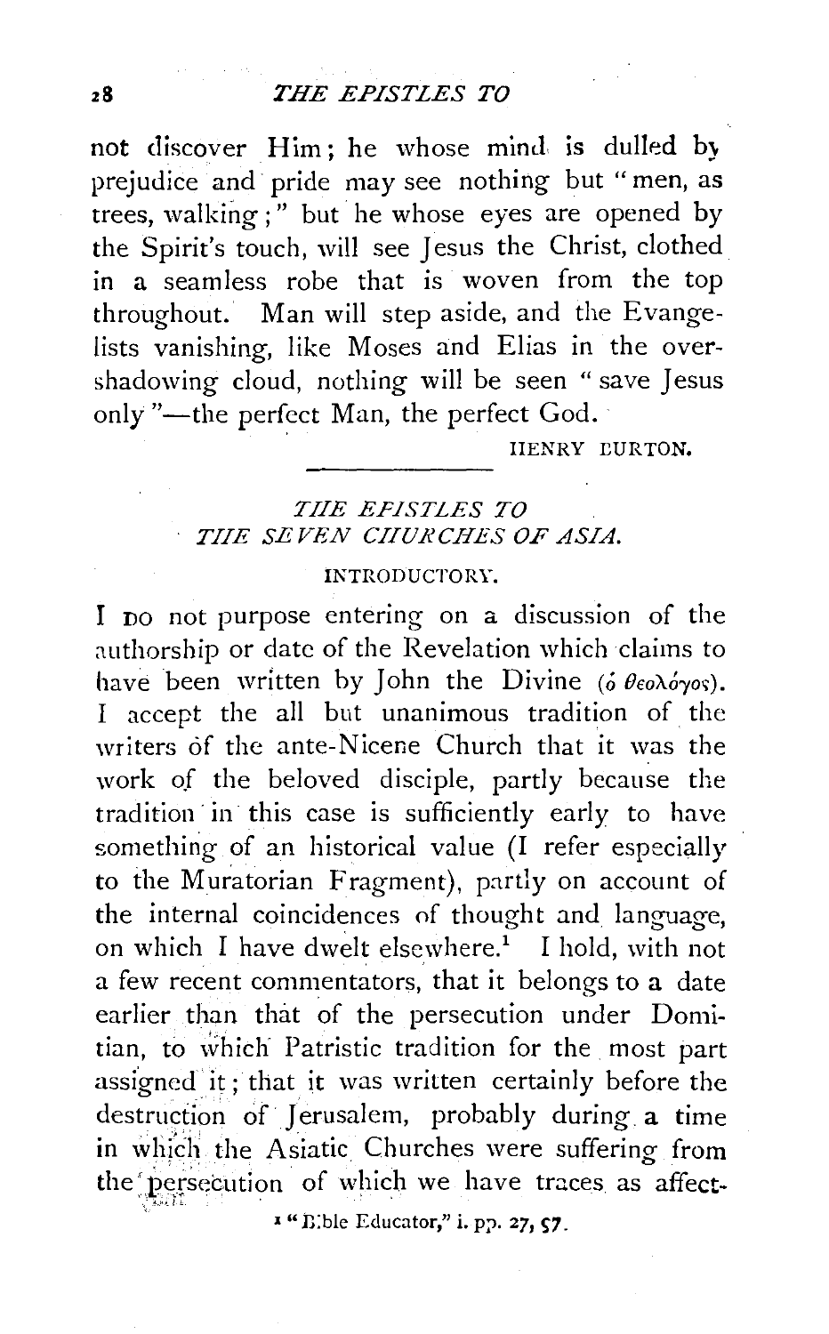not discover Him; he whose mind is dulled by prejudice and pride may see nothing but "men, as trees, walking;" but he whose eyes are opened by the Spirit's touch, will see Jesus the Christ, clothed in a seamless robe that is woven from the top throughout. Man will step aside, and the Evangelists vanishing, like Moses and Elias in the overshadowing cloud, nothing will be seen "save Jesus only"—the perfect Man, the perfect God.

HENRY BURTON.

---

## *THE EPISTLES TO THE SEVEN CHURCHES OF ASIA.*

### INTRODUCTORY.

I do not purpose entering on a discussion of the authorship or date of the Revelation which claims to have been written by John the Divine (ὁ θεολόγος). I accept the all but unanimous tradition of the writers of the ante-Nicene Church that it was the work of the beloved disciple, partly because the tradition in this case is sufficiently early to have something of an historical value (I refer especially to the Muratorian Fragment), partly on account of the internal coincidences of thought and language, on which I have dwelt elsewhere.[1] I hold, with not a few recent commentators, that it belongs to a date earlier than that of the persecution under Domitian, to which Patristic tradition for the most part assigned it; that it was written certainly before the destruction of Jerusalem, probably during a time in which the Asiatic Churches were suffering from the persecution of which we have traces as affect-

[1] "Bible Educator," i. pp. 27, 57.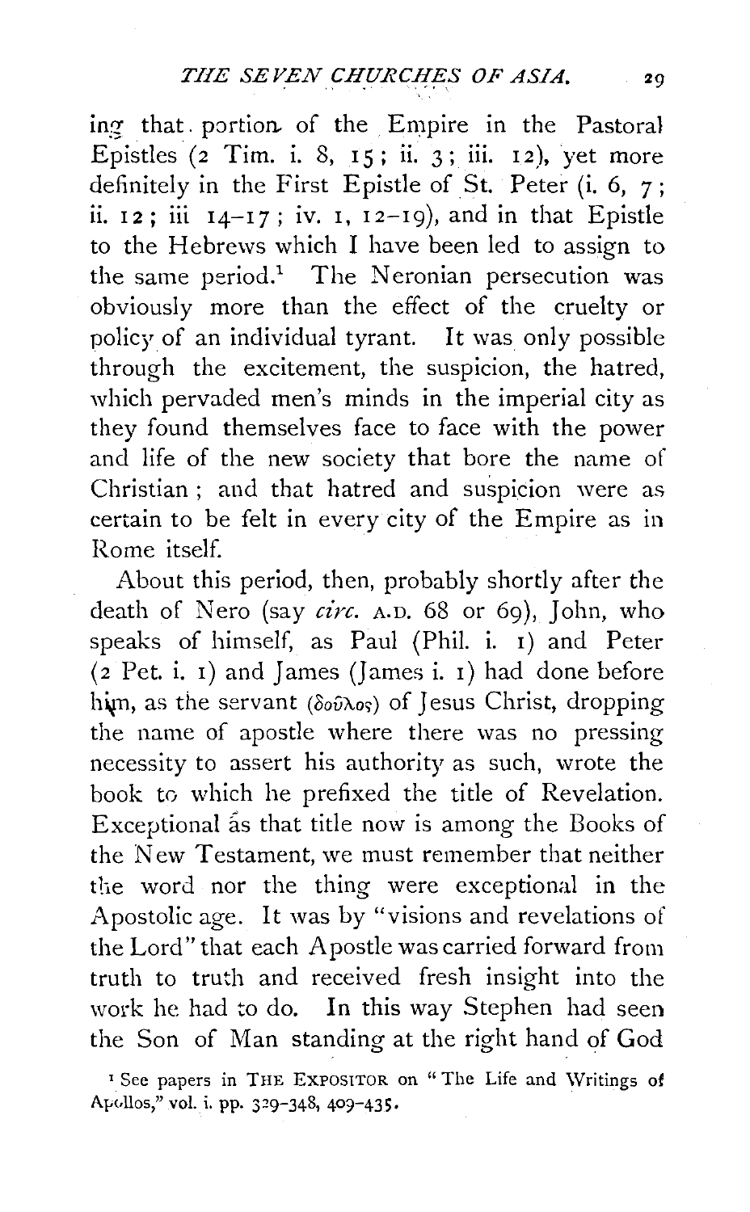ing that portion of the Empire in the Pastoral Epistles (2 Tim. i. 8, 15; ii. 3; iii. 12), yet more definitely in the First Epistle of St. Peter (i. 6, 7; ii. 12; iii 14–17; iv. 1, 12–19), and in that Epistle to the Hebrews which I have been led to assign to the same period.[1] The Neronian persecution was obviously more than the effect of the cruelty or policy of an individual tyrant. It was only possible through the excitement, the suspicion, the hatred, which pervaded men's minds in the imperial city as they found themselves face to face with the power and life of the new society that bore the name of Christian; and that hatred and suspicion were as certain to be felt in every city of the Empire as in Rome itself.

About this period, then, probably shortly after the death of Nero (say *circ.* A.D. 68 or 69), John, who speaks of himself, as Paul (Phil. i. 1) and Peter (2 Pet. i. 1) and James (James i. 1) had done before him, as the servant (δοῦλος) of Jesus Christ, dropping the name of apostle where there was no pressing necessity to assert his authority as such, wrote the book to which he prefixed the title of Revelation. Exceptional as that title now is among the Books of the New Testament, we must remember that neither the word nor the thing were exceptional in the Apostolic age. It was by "visions and revelations of the Lord" that each Apostle was carried forward from truth to truth and received fresh insight into the work he had to do. In this way Stephen had seen the Son of Man standing at the right hand of God

[1] See papers in THE EXPOSITOR on "The Life and Writings of Apollos," vol. i. pp. 329–348, 409–435.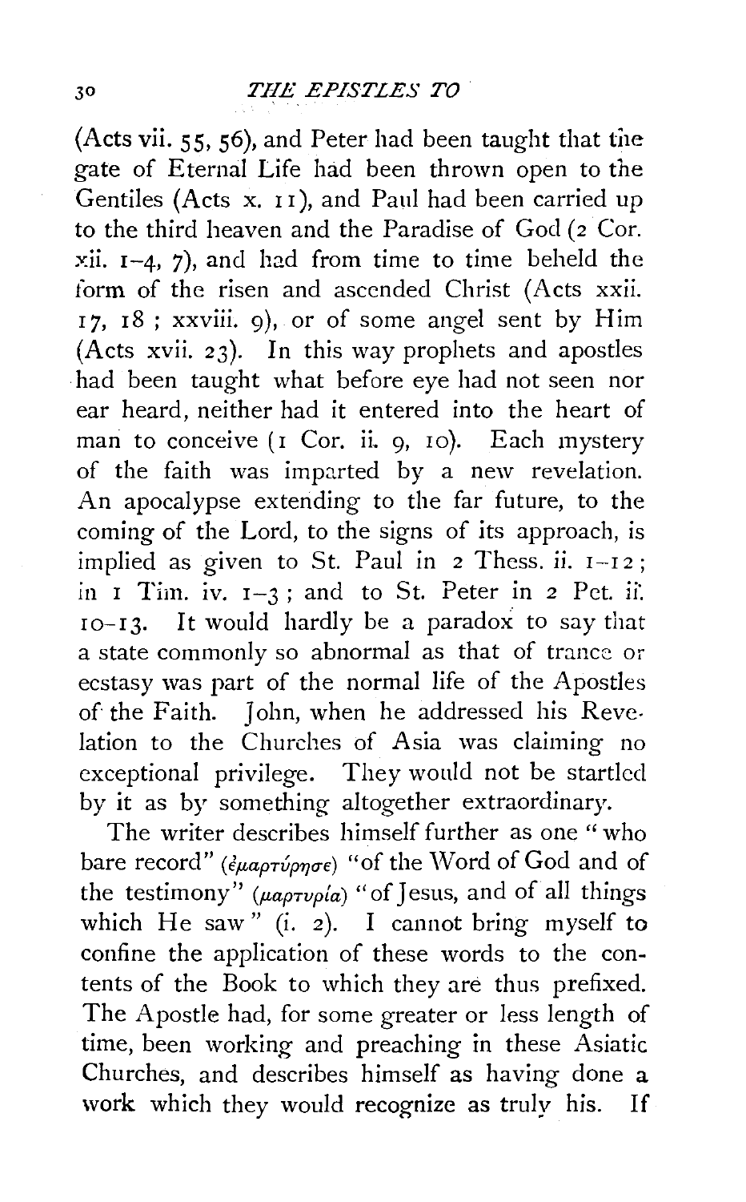(Acts vii. 55, 56), and Peter had been taught that the gate of Eternal Life had been thrown open to the Gentiles (Acts x. 11), and Paul had been carried up to the third heaven and the Paradise of God (2 Cor. xii. 1–4, 7), and had from time to time beheld the form of the risen and ascended Christ (Acts xxii. 17, 18 ; xxviii. 9), or of some angel sent by Him (Acts xvii. 23). In this way prophets and apostles had been taught what before eye had not seen nor ear heard, neither had it entered into the heart of man to conceive (1 Cor. ii. 9, 10). Each mystery of the faith was imparted by a new revelation. An apocalypse extending to the far future, to the coming of the Lord, to the signs of its approach, is implied as given to St. Paul in 2 Thess. ii. 1–12 ; in 1 Tim. iv. 1–3 ; and to St. Peter in 2 Pet. ii. 10–13. It would hardly be a paradox to say that a state commonly so abnormal as that of trance or ecstasy was part of the normal life of the Apostles of the Faith. John, when he addressed his Revelation to the Churches of Asia was claiming no exceptional privilege. They would not be startled by it as by something altogether extraordinary.

The writer describes himself further as one "who bare record" (*ἐμαρτύρησε*) "of the Word of God and of the testimony" (*μαρτυρία*) "of Jesus, and of all things which He saw" (i. 2). I cannot bring myself to confine the application of these words to the contents of the Book to which they are thus prefixed. The Apostle had, for some greater or less length of time, been working and preaching in these Asiatic Churches, and describes himself as having done a work which they would recognize as truly his. If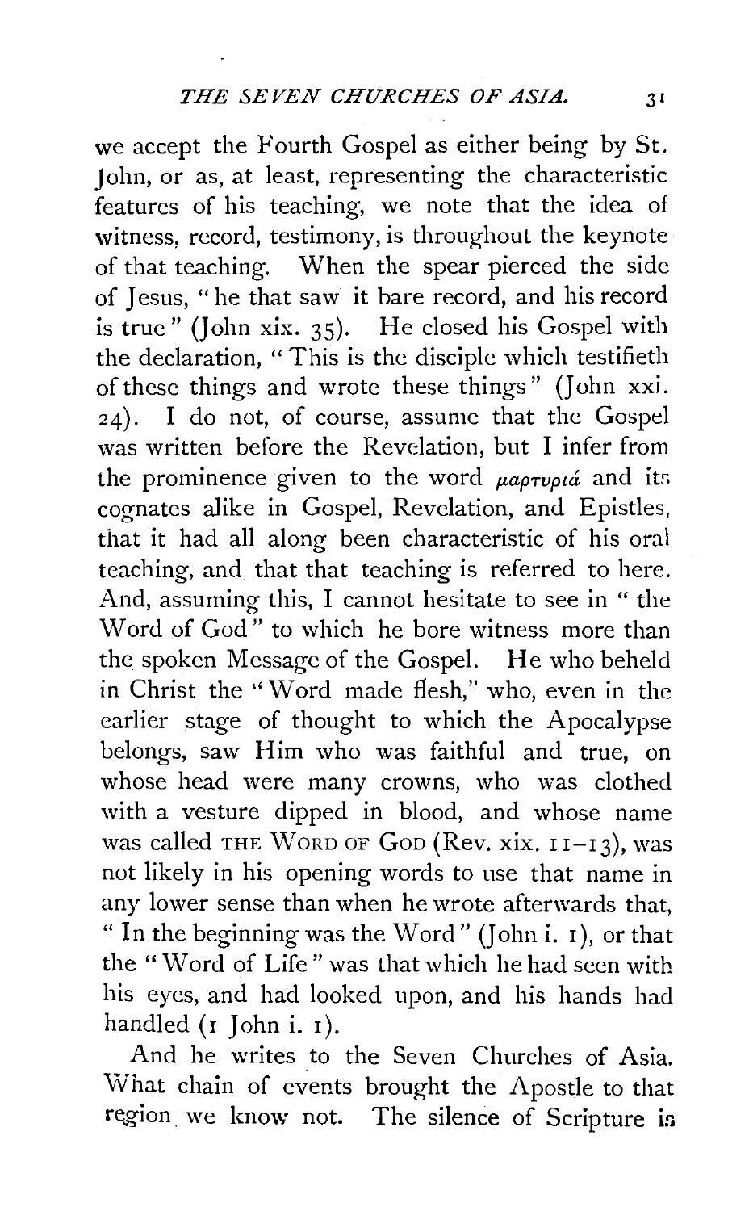we accept the Fourth Gospel as either being by St. John, or as, at least, representing the characteristic features of his teaching, we note that the idea of witness, record, testimony, is throughout the keynote of that teaching. When the spear pierced the side of Jesus, "he that saw it bare record, and his record is true" (John xix. 35). He closed his Gospel with the declaration, "This is the disciple which testifieth of these things and wrote these things" (John xxi. 24). I do not, of course, assume that the Gospel was written before the Revelation, but I infer from the prominence given to the word μαρτυριά and its cognates alike in Gospel, Revelation, and Epistles, that it had all along been characteristic of his oral teaching, and that that teaching is referred to here. And, assuming this, I cannot hesitate to see in "the Word of God" to which he bore witness more than the spoken Message of the Gospel. He who beheld in Christ the "Word made flesh," who, even in the earlier stage of thought to which the Apocalypse belongs, saw Him who was faithful and true, on whose head were many crowns, who was clothed with a vesture dipped in blood, and whose name was called THE WORD OF GOD (Rev. xix. 11–13), was not likely in his opening words to use that name in any lower sense than when he wrote afterwards that, "In the beginning was the Word" (John i. 1), or that the "Word of Life" was that which he had seen with his eyes, and had looked upon, and his hands had handled (1 John i. 1).

And he writes to the Seven Churches of Asia. What chain of events brought the Apostle to that region we know not. The silence of Scripture is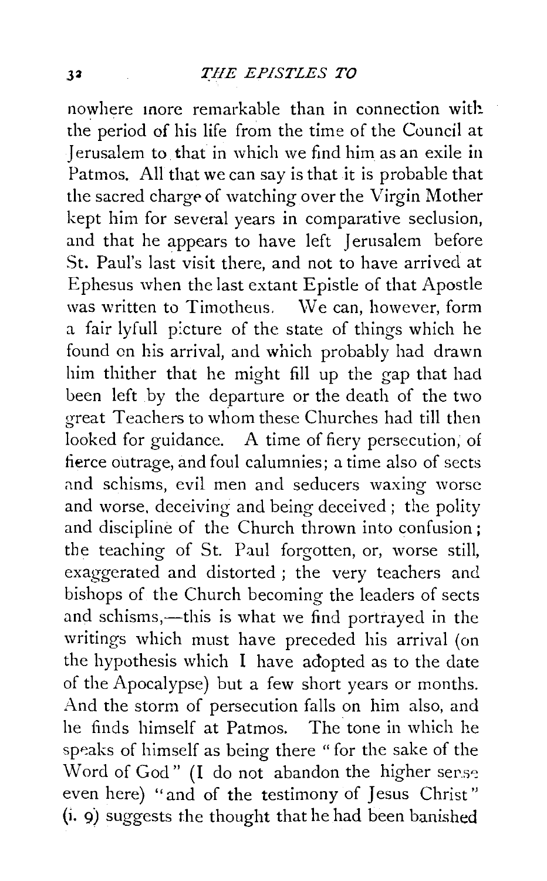nowhere more remarkable than in connection with the period of his life from the time of the Council at Jerusalem to that in which we find him as an exile in Patmos. All that we can say is that it is probable that the sacred charge of watching over the Virgin Mother kept him for several years in comparative seclusion, and that he appears to have left Jerusalem before St. Paul's last visit there, and not to have arrived at Ephesus when the last extant Epistle of that Apostle was written to Timotheus. We can, however, form a fair lyfull picture of the state of things which he found on his arrival, and which probably had drawn him thither that he might fill up the gap that had been left by the departure or the death of the two great Teachers to whom these Churches had till then looked for guidance. A time of fiery persecution, of fierce outrage, and foul calumnies; a time also of sects and schisms, evil men and seducers waxing worse and worse, deceiving and being deceived; the polity and discipline of the Church thrown into confusion; the teaching of St. Paul forgotten, or, worse still, exaggerated and distorted; the very teachers and bishops of the Church becoming the leaders of sects and schisms,—this is what we find portrayed in the writings which must have preceded his arrival (on the hypothesis which I have adopted as to the date of the Apocalypse) but a few short years or months. And the storm of persecution falls on him also, and he finds himself at Patmos. The tone in which he speaks of himself as being there "for the sake of the Word of God" (I do not abandon the higher sense even here) "and of the testimony of Jesus Christ" (i. 9) suggests the thought that he had been banished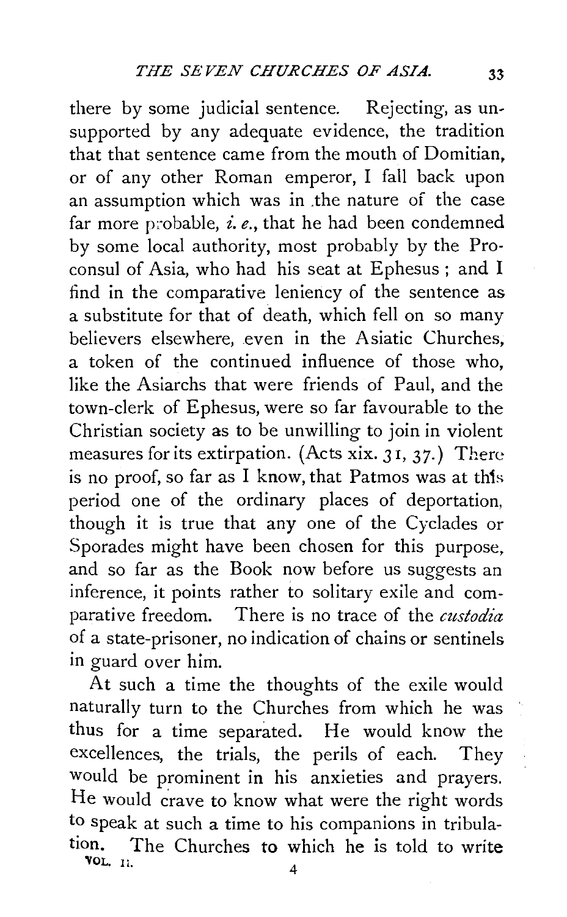there by some judicial sentence. Rejecting, as unsupported by any adequate evidence, the tradition that that sentence came from the mouth of Domitian, or of any other Roman emperor, I fall back upon an assumption which was in the nature of the case far more probable, *i. e.*, that he had been condemned by some local authority, most probably by the Proconsul of Asia, who had his seat at Ephesus; and I find in the comparative leniency of the sentence as a substitute for that of death, which fell on so many believers elsewhere, even in the Asiatic Churches, a token of the continued influence of those who, like the Asiarchs that were friends of Paul, and the town-clerk of Ephesus, were so far favourable to the Christian society as to be unwilling to join in violent measures for its extirpation. (Acts xix. 31, 37.) There is no proof, so far as I know, that Patmos was at this period one of the ordinary places of deportation, though it is true that any one of the Cyclades or Sporades might have been chosen for this purpose, and so far as the Book now before us suggests an inference, it points rather to solitary exile and comparative freedom. There is no trace of the *custodia* of a state-prisoner, no indication of chains or sentinels in guard over him.

At such a time the thoughts of the exile would naturally turn to the Churches from which he was thus for a time separated. He would know the excellences, the trials, the perils of each. They would be prominent in his anxieties and prayers. He would crave to know what were the right words to speak at such a time to his companions in tribulation. The Churches to which he is told to write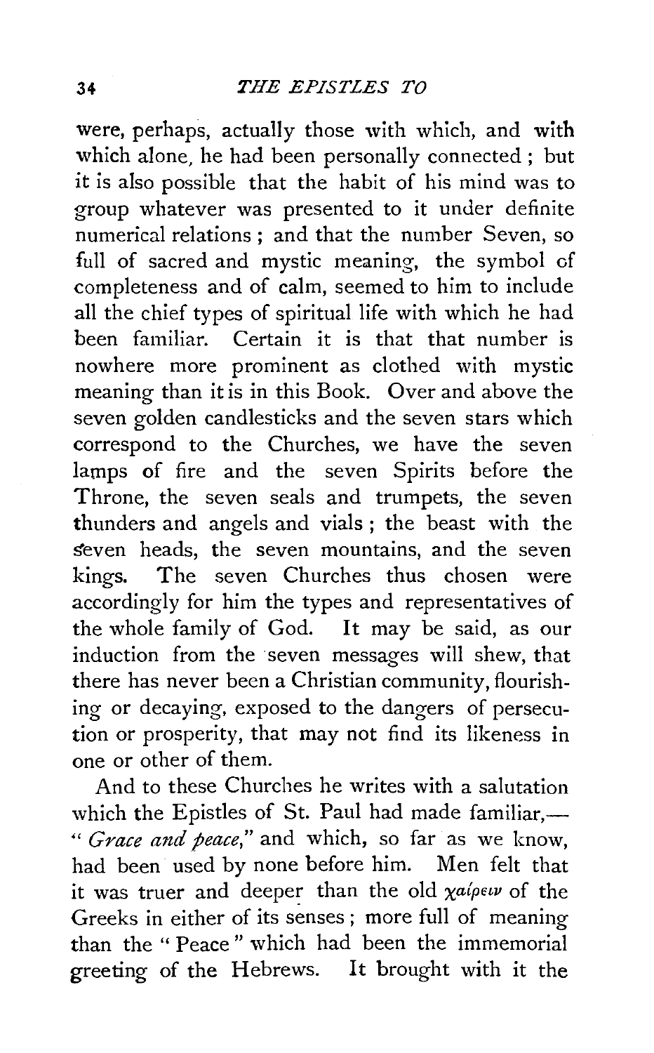were, perhaps, actually those with which, and with which alone, he had been personally connected; but it is also possible that the habit of his mind was to group whatever was presented to it under definite numerical relations; and that the number Seven, so full of sacred and mystic meaning, the symbol of completeness and of calm, seemed to him to include all the chief types of spiritual life with which he had been familiar. Certain it is that that number is nowhere more prominent as clothed with mystic meaning than it is in this Book. Over and above the seven golden candlesticks and the seven stars which correspond to the Churches, we have the seven lamps of fire and the seven Spirits before the Throne, the seven seals and trumpets, the seven thunders and angels and vials; the beast with the seven heads, the seven mountains, and the seven kings. The seven Churches thus chosen were accordingly for him the types and representatives of the whole family of God. It may be said, as our induction from the seven messages will shew, that there has never been a Christian community, flourishing or decaying, exposed to the dangers of persecution or prosperity, that may not find its likeness in one or other of them.

And to these Churches he writes with a salutation which the Epistles of St. Paul had made familiar,—"*Grace and peace*," and which, so far as we know, had been used by none before him. Men felt that it was truer and deeper than the old χαίρειν of the Greeks in either of its senses; more full of meaning than the "Peace" which had been the immemorial greeting of the Hebrews. It brought with it the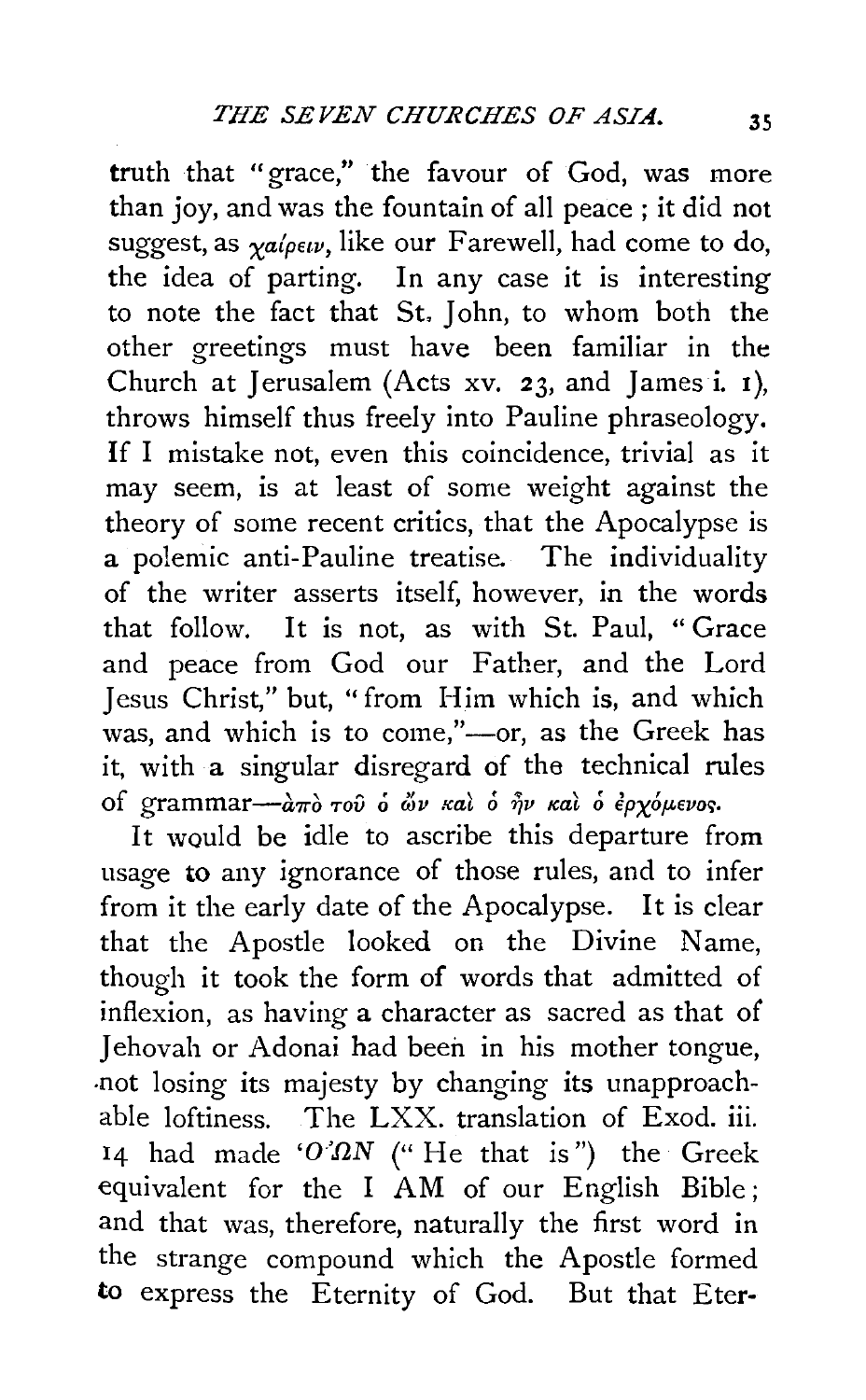truth that "grace," the favour of God, was more than joy, and was the fountain of all peace ; it did not suggest, as *χαίρειν*, like our Farewell, had come to do, the idea of parting. In any case it is interesting to note the fact that St. John, to whom both the other greetings must have been familiar in the Church at Jerusalem (Acts xv. 23, and James i. 1), throws himself thus freely into Pauline phraseology. If I mistake not, even this coincidence, trivial as it may seem, is at least of some weight against the theory of some recent critics, that the Apocalypse is a polemic anti-Pauline treatise. The individuality of the writer asserts itself, however, in the words that follow. It is not, as with St. Paul, "Grace and peace from God our Father, and the Lord Jesus Christ," but, "from Him which is, and which was, and which is to come,"—or, as the Greek has it, with a singular disregard of the technical rules of grammar—*ἀπὸ τοῦ ὁ ὢν καὶ ὁ ἦν καὶ ὁ ἐρχόμενος*.

It would be idle to ascribe this departure from usage to any ignorance of those rules, and to infer from it the early date of the Apocalypse. It is clear that the Apostle looked on the Divine Name, though it took the form of words that admitted of inflexion, as having a character as sacred as that of Jehovah or Adonai had been in his mother tongue, not losing its majesty by changing its unapproachable loftiness. The LXX. translation of Exod. iii. 14 had made *'Ο ΩΝ* ("He that is") the Greek equivalent for the I AM of our English Bible; and that was, therefore, naturally the first word in the strange compound which the Apostle formed to express the Eternity of God. But that Eter-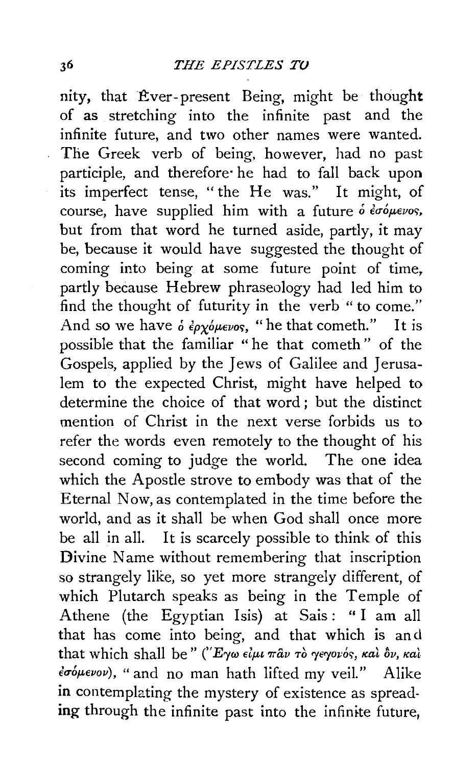nity, that Ever-present Being, might be thought of as stretching into the infinite past and the infinite future, and two other names were wanted. The Greek verb of being, however, had no past participle, and therefore he had to fall back upon its imperfect tense, "the He was." It might, of course, have supplied him with a future ὁ ἐσόμενος, but from that word he turned aside, partly, it may be, because it would have suggested the thought of coming into being at some future point of time, partly because Hebrew phraseology had led him to find the thought of futurity in the verb "to come." And so we have ὁ ἐρχόμενος, "he that cometh." It is possible that the familiar "he that cometh" of the Gospels, applied by the Jews of Galilee and Jerusalem to the expected Christ, might have helped to determine the choice of that word; but the distinct mention of Christ in the next verse forbids us to refer the words even remotely to the thought of his second coming to judge the world. The one idea which the Apostle strove to embody was that of the Eternal Now, as contemplated in the time before the world, and as it shall be when God shall once more be all in all. It is scarcely possible to think of this Divine Name without remembering that inscription so strangely like, so yet more strangely different, of which Plutarch speaks as being in the Temple of Athene (the Egyptian Isis) at Sais: "I am all that has come into being, and that which is and that which shall be" (Ἐγω εἰμι πᾶν τὸ γεγονός, καὶ ὂν, καὶ ἐσόμενον), "and no man hath lifted my veil." Alike in contemplating the mystery of existence as spreading through the infinite past into the infinite future,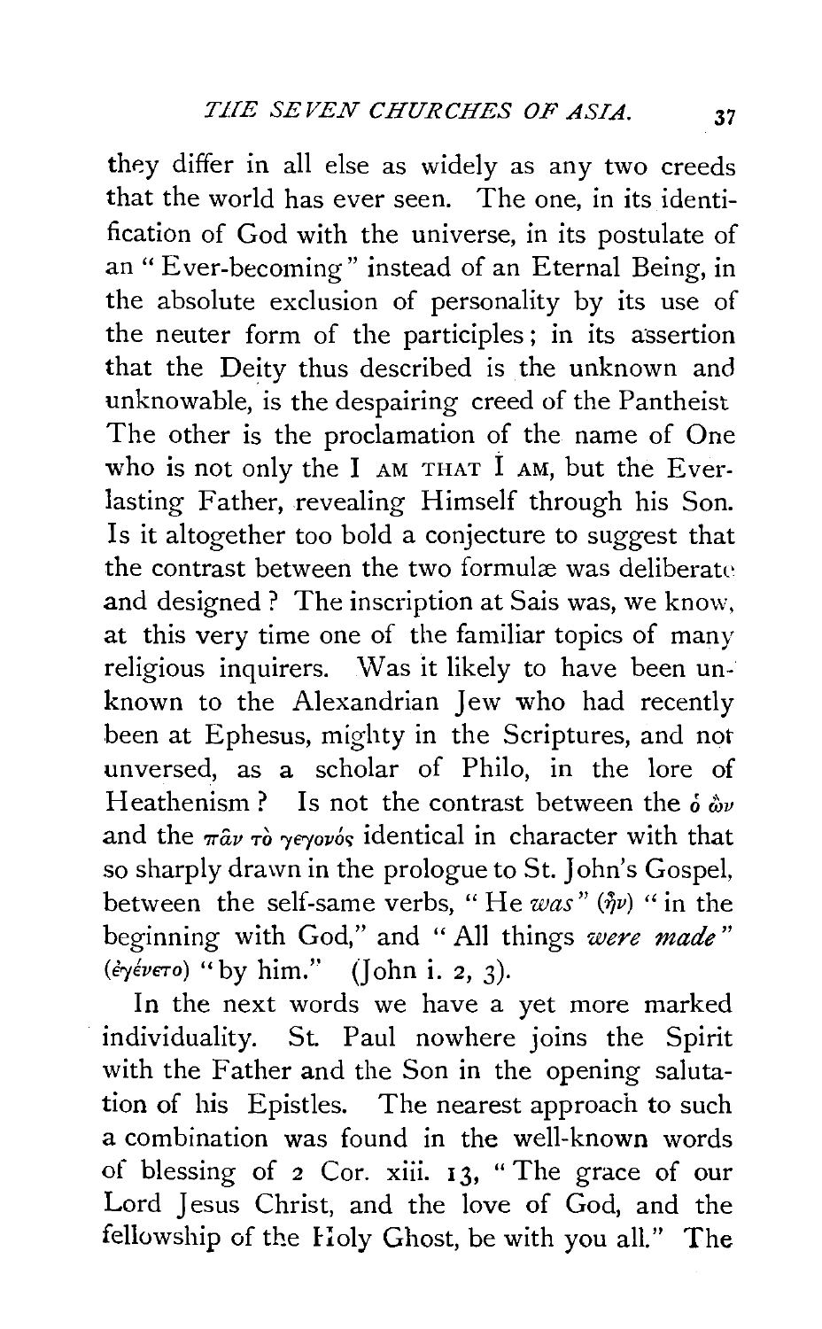they differ in all else as widely as any two creeds that the world has ever seen. The one, in its identification of God with the universe, in its postulate of an "Ever-becoming" instead of an Eternal Being, in the absolute exclusion of personality by its use of the neuter form of the participles; in its assertion that the Deity thus described is the unknown and unknowable, is the despairing creed of the Pantheist The other is the proclamation of the name of One who is not only the I AM THAT I AM, but the Everlasting Father, revealing Himself through his Son. Is it altogether too bold a conjecture to suggest that the contrast between the two formulæ was deliberate and designed? The inscription at Sais was, we know, at this very time one of the familiar topics of many religious inquirers. Was it likely to have been unknown to the Alexandrian Jew who had recently been at Ephesus, mighty in the Scriptures, and not unversed, as a scholar of Philo, in the lore of Heathenism? Is not the contrast between the ὁ ὢν and the πᾶν τὸ γεγονός identical in character with that so sharply drawn in the prologue to St. John's Gospel, between the self-same verbs, "He *was*" (ἦν) "in the beginning with God," and "All things *were made*" (ἐγένετο) "by him." (John i. 2, 3).

In the next words we have a yet more marked individuality. St. Paul nowhere joins the Spirit with the Father and the Son in the opening salutation of his Epistles. The nearest approach to such a combination was found in the well-known words of blessing of 2 Cor. xiii. 13, "The grace of our Lord Jesus Christ, and the love of God, and the fellowship of the Holy Ghost, be with you all." The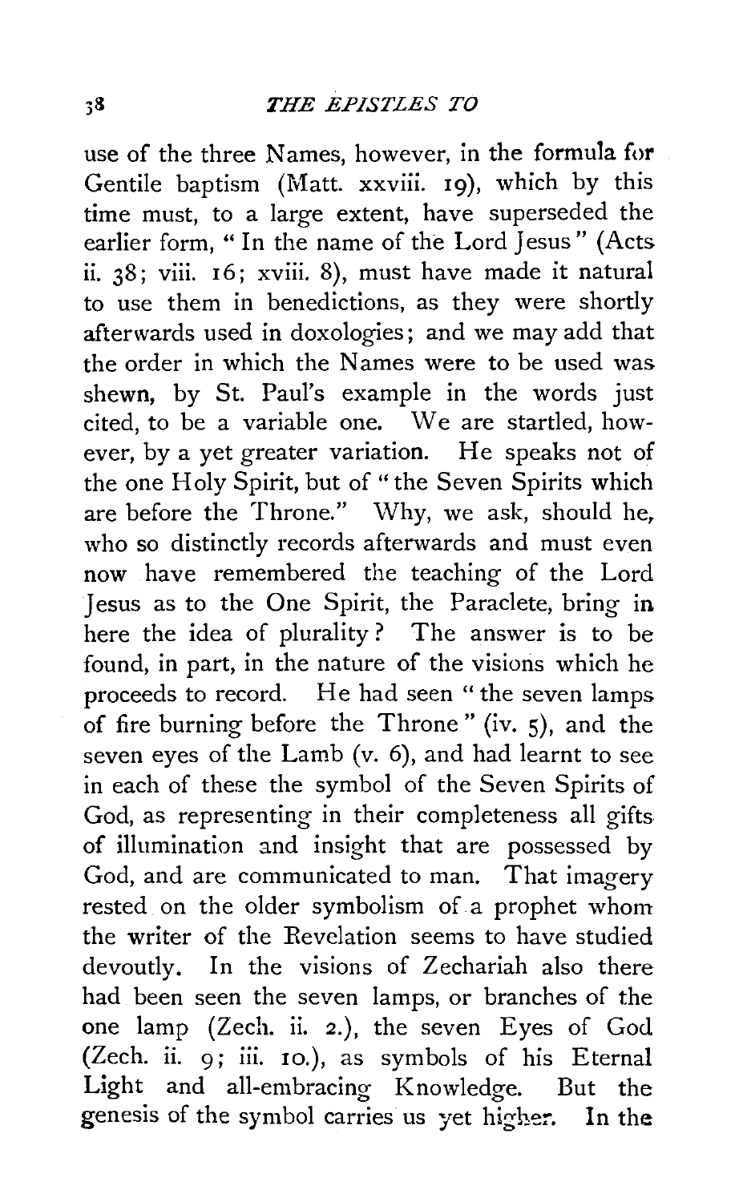use of the three Names, however, in the formula for Gentile baptism (Matt. xxviii. 19), which by this time must, to a large extent, have superseded the earlier form, "In the name of the Lord Jesus" (Acts ii. 38; viii. 16; xviii. 8), must have made it natural to use them in benedictions, as they were shortly afterwards used in doxologies; and we may add that the order in which the Names were to be used was shewn, by St. Paul's example in the words just cited, to be a variable one. We are startled, however, by a yet greater variation. He speaks not of the one Holy Spirit, but of "the Seven Spirits which are before the Throne." Why, we ask, should he, who so distinctly records afterwards and must even now have remembered the teaching of the Lord Jesus as to the One Spirit, the Paraclete, bring in here the idea of plurality? The answer is to be found, in part, in the nature of the visions which he proceeds to record. He had seen "the seven lamps of fire burning before the Throne" (iv. 5), and the seven eyes of the Lamb (v. 6), and had learnt to see in each of these the symbol of the Seven Spirits of God, as representing in their completeness all gifts of illumination and insight that are possessed by God, and are communicated to man. That imagery rested on the older symbolism of a prophet whom the writer of the Revelation seems to have studied devoutly. In the visions of Zechariah also there had been seen the seven lamps, or branches of the one lamp (Zech. ii. 2.), the seven Eyes of God (Zech. ii. 9; iii. 10.), as symbols of his Eternal Light and all-embracing Knowledge. But the genesis of the symbol carries us yet higher. In the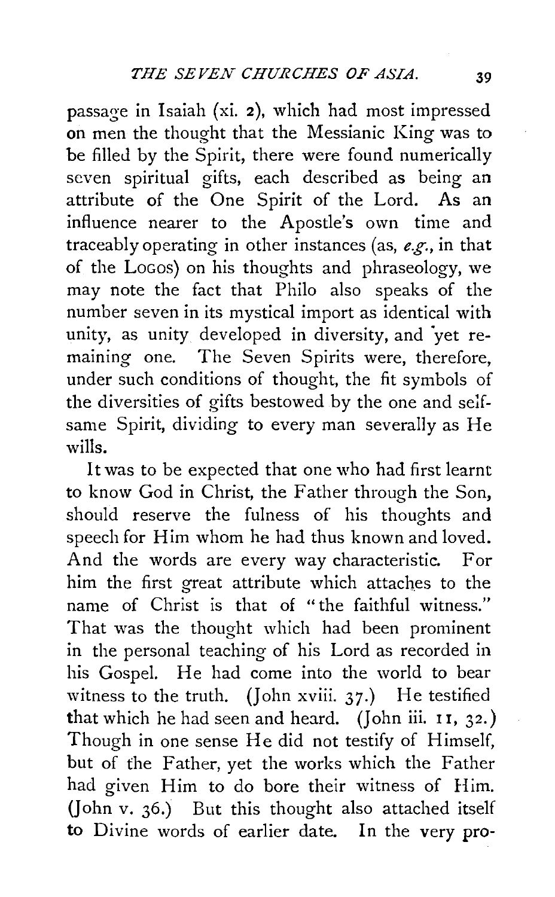passage in Isaiah (xi. 2), which had most impressed on men the thought that the Messianic King was to be filled by the Spirit, there were found numerically seven spiritual gifts, each described as being an attribute of the One Spirit of the Lord. As an influence nearer to the Apostle's own time and traceably operating in other instances (as, *e.g.*, in that of the Logos) on his thoughts and phraseology, we may note the fact that Philo also speaks of the number seven in its mystical import as identical with unity, as unity developed in diversity, and yet remaining one. The Seven Spirits were, therefore, under such conditions of thought, the fit symbols of the diversities of gifts bestowed by the one and selfsame Spirit, dividing to every man severally as He wills.

It was to be expected that one who had first learnt to know God in Christ, the Father through the Son, should reserve the fulness of his thoughts and speech for Him whom he had thus known and loved. And the words are every way characteristic. For him the first great attribute which attaches to the name of Christ is that of "the faithful witness." That was the thought which had been prominent in the personal teaching of his Lord as recorded in his Gospel. He had come into the world to bear witness to the truth. (John xviii. 37.) He testified that which he had seen and heard. (John iii. 11, 32.) Though in one sense He did not testify of Himself, but of the Father, yet the works which the Father had given Him to do bore their witness of Him. (John v. 36.) But this thought also attached itself to Divine words of earlier date. In the very pro-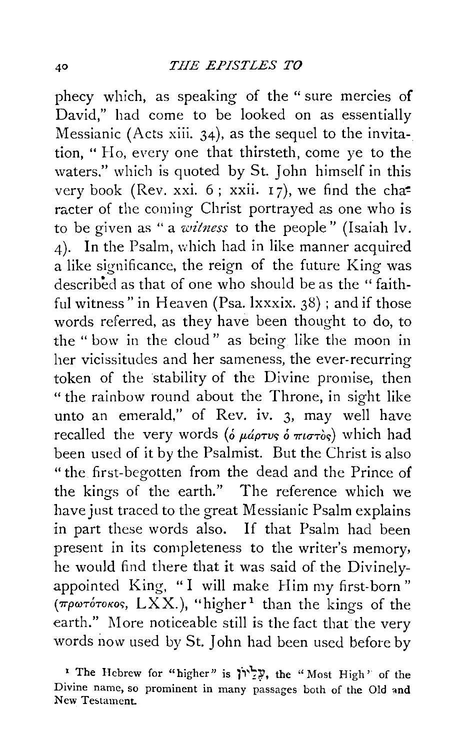phecy which, as speaking of the "sure mercies of David," had come to be looked on as essentially Messianic (Acts xiii. 34), as the sequel to the invitation, "Ho, every one that thirsteth, come ye to the waters," which is quoted by St. John himself in this very book (Rev. xxi. 6; xxii. 17), we find the character of the coming Christ portrayed as one who is to be given as "a *witness* to the people" (Isaiah lv. 4). In the Psalm, which had in like manner acquired a like significance, the reign of the future King was described as that of one who should be as the "faithful witness" in Heaven (Psa. lxxxix. 38); and if those words referred, as they have been thought to do, to the "bow in the cloud" as being like the moon in her vicissitudes and her sameness, the ever-recurring token of the stability of the Divine promise, then "the rainbow round about the Throne, in sight like unto an emerald," of Rev. iv. 3, may well have recalled the very words (ὁ μάρτυς ὁ πιστὸς) which had been used of it by the Psalmist. But the Christ is also "the first-begotten from the dead and the Prince of the kings of the earth." The reference which we have just traced to the great Messianic Psalm explains in part these words also. If that Psalm had been present in its completeness to the writer's memory, he would find there that it was said of the Divinely-appointed King, "I will make Him my first-born" (πρωτότοκος, LXX.), "higher[1] than the kings of the earth." More noticeable still is the fact that the very words now used by St. John had been used before by

[1] The Hebrew for "higher" is עֶלְיוֹן, the "Most High" of the Divine name, so prominent in many passages both of the Old and New Testament.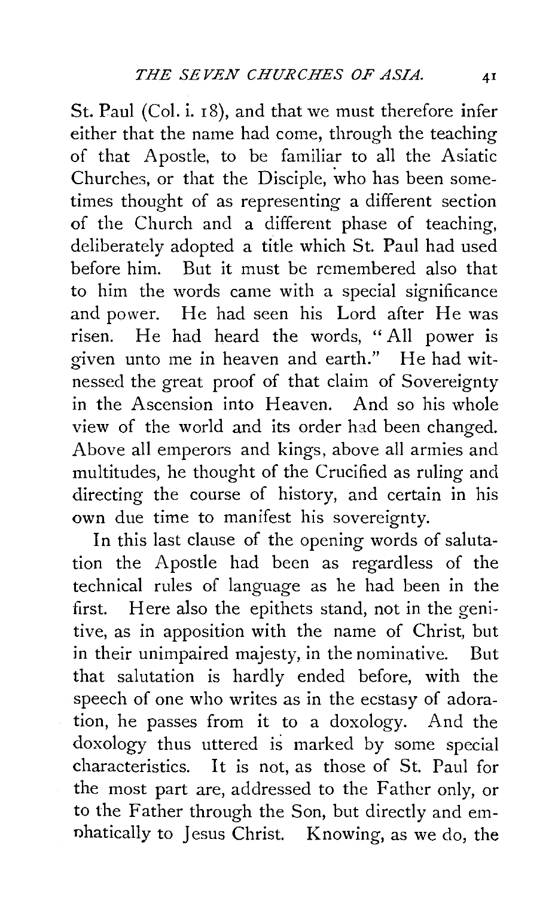St. Paul (Col. i. 18), and that we must therefore infer either that the name had come, through the teaching of that Apostle, to be familiar to all the Asiatic Churches, or that the Disciple, who has been sometimes thought of as representing a different section of the Church and a different phase of teaching, deliberately adopted a title which St. Paul had used before him. But it must be remembered also that to him the words came with a special significance and power. He had seen his Lord after He was risen. He had heard the words, "All power is given unto me in heaven and earth." He had witnessed the great proof of that claim of Sovereignty in the Ascension into Heaven. And so his whole view of the world and its order had been changed. Above all emperors and kings, above all armies and multitudes, he thought of the Crucified as ruling and directing the course of history, and certain in his own due time to manifest his sovereignty.

In this last clause of the opening words of salutation the Apostle had been as regardless of the technical rules of language as he had been in the first. Here also the epithets stand, not in the genitive, as in apposition with the name of Christ, but in their unimpaired majesty, in the nominative. But that salutation is hardly ended before, with the speech of one who writes as in the ecstasy of adoration, he passes from it to a doxology. And the doxology thus uttered is marked by some special characteristics. It is not, as those of St. Paul for the most part are, addressed to the Father only, or to the Father through the Son, but directly and emphatically to Jesus Christ. Knowing, as we do, the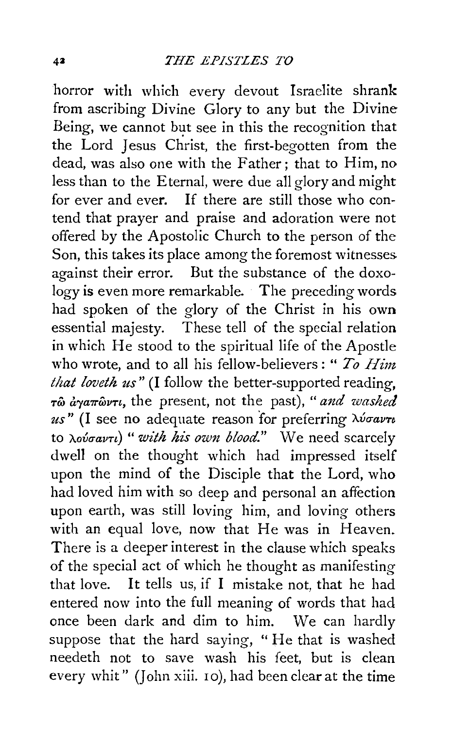horror with which every devout Israelite shrank from ascribing Divine Glory to any but the Divine Being, we cannot but see in this the recognition that the Lord Jesus Christ, the first-begotten from the dead, was also one with the Father; that to Him, no less than to the Eternal, were due all glory and might for ever and ever. If there are still those who contend that prayer and praise and adoration were not offered by the Apostolic Church to the person of the Son, this takes its place among the foremost witnesses against their error. But the substance of the doxology is even more remarkable. The preceding words had spoken of the glory of the Christ in his own essential majesty. These tell of the special relation in which He stood to the spiritual life of the Apostle who wrote, and to all his fellow-believers: "*To Him that loveth us*" (I follow the better-supported reading, τῷ ἀγαπῶντι, the present, not the past), "*and washed us*" (I see no adequate reason for preferring λύσαντι to λούσαντι) "*with his own blood.*" We need scarcely dwell on the thought which had impressed itself upon the mind of the Disciple that the Lord, who had loved him with so deep and personal an affection upon earth, was still loving him, and loving others with an equal love, now that He was in Heaven. There is a deeper interest in the clause which speaks of the special act of which he thought as manifesting that love. It tells us, if I mistake not, that he had entered now into the full meaning of words that had once been dark and dim to him. We can hardly suppose that the hard saying, "He that is washed needeth not to save wash his feet, but is clean every whit" (John xiii. 10), had been clear at the time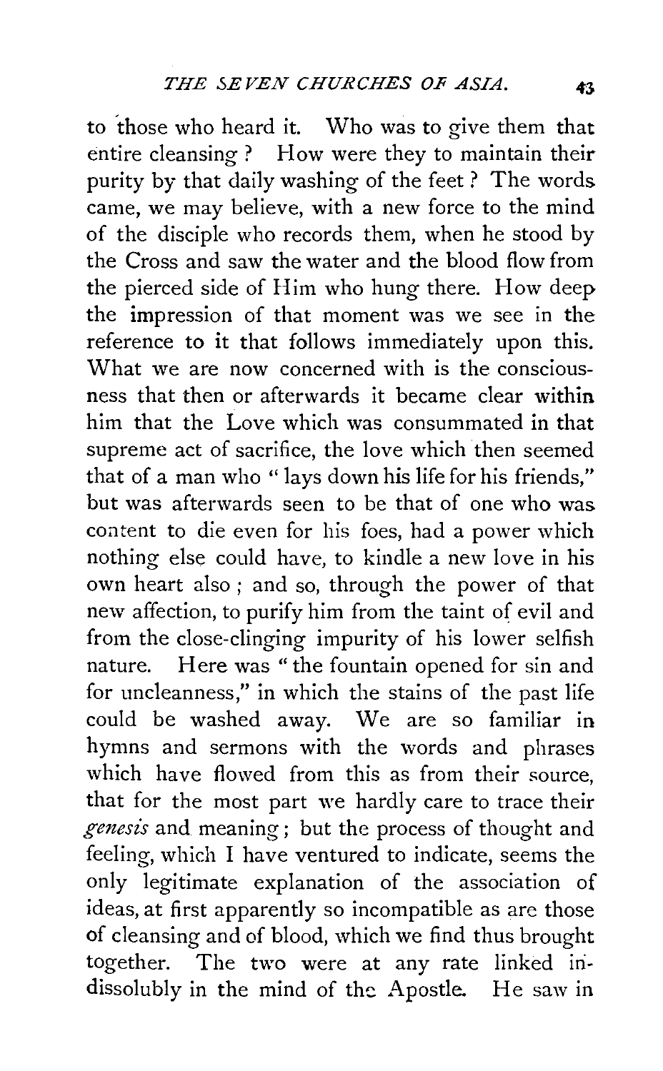to those who heard it. Who was to give them that entire cleansing? How were they to maintain their purity by that daily washing of the feet? The words came, we may believe, with a new force to the mind of the disciple who records them, when he stood by the Cross and saw the water and the blood flow from the pierced side of Him who hung there. How deep the impression of that moment was we see in the reference to it that follows immediately upon this. What we are now concerned with is the consciousness that then or afterwards it became clear within him that the Love which was consummated in that supreme act of sacrifice, the love which then seemed that of a man who "lays down his life for his friends," but was afterwards seen to be that of one who was content to die even for his foes, had a power which nothing else could have, to kindle a new love in his own heart also; and so, through the power of that new affection, to purify him from the taint of evil and from the close-clinging impurity of his lower selfish nature. Here was "the fountain opened for sin and for uncleanness," in which the stains of the past life could be washed away. We are so familiar in hymns and sermons with the words and phrases which have flowed from this as from their source, that for the most part we hardly care to trace their *genesis* and meaning; but the process of thought and feeling, which I have ventured to indicate, seems the only legitimate explanation of the association of ideas, at first apparently so incompatible as are those of cleansing and of blood, which we find thus brought together. The two were at any rate linked indissolubly in the mind of the Apostle. He saw in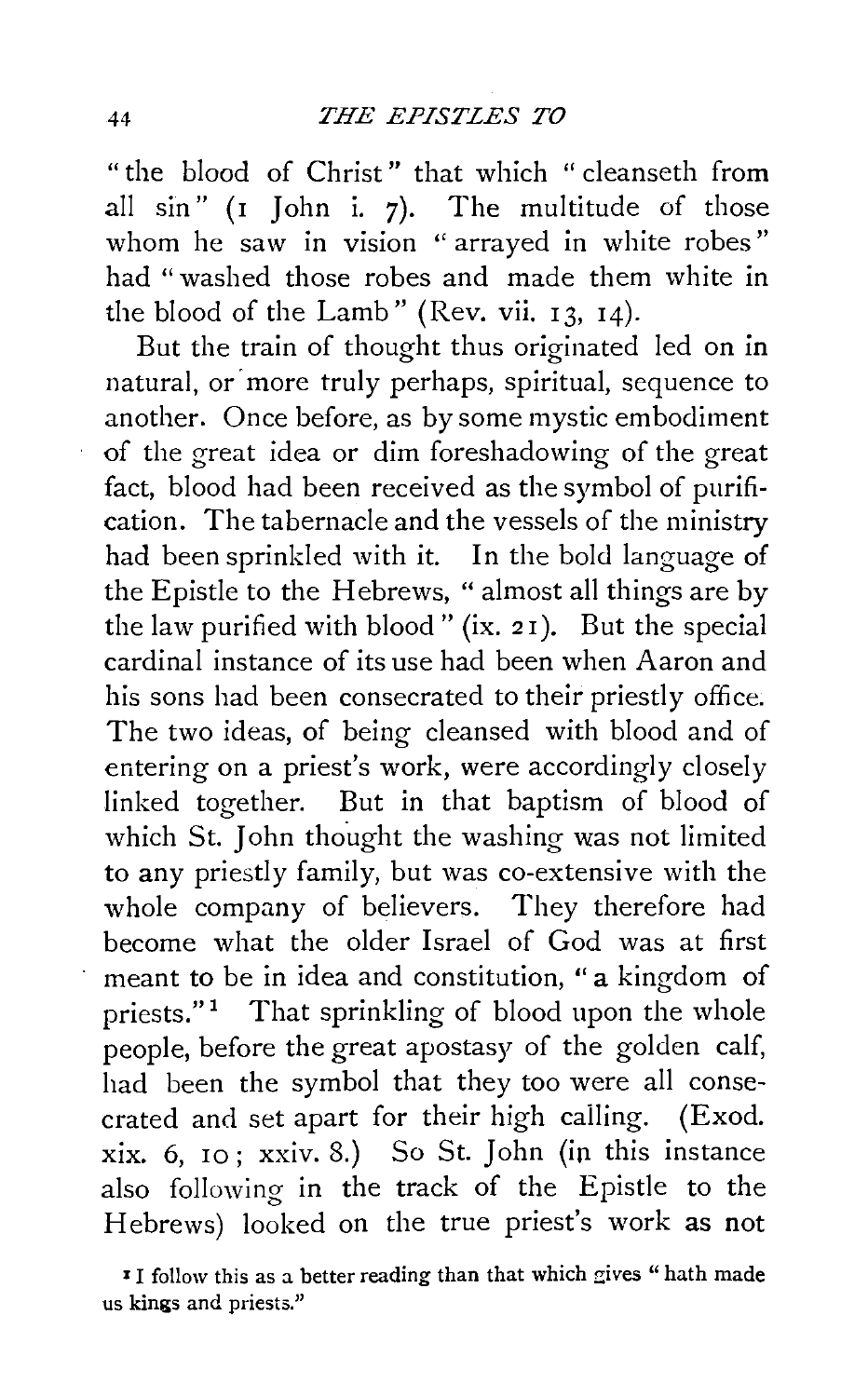"the blood of Christ" that which "cleanseth from all sin" (1 John i. 7). The multitude of those whom he saw in vision "arrayed in white robes" had "washed those robes and made them white in the blood of the Lamb" (Rev. vii. 13, 14).

But the train of thought thus originated led on in natural, or more truly perhaps, spiritual, sequence to another. Once before, as by some mystic embodiment of the great idea or dim foreshadowing of the great fact, blood had been received as the symbol of purification. The tabernacle and the vessels of the ministry had been sprinkled with it. In the bold language of the Epistle to the Hebrews, "almost all things are by the law purified with blood" (ix. 21). But the special cardinal instance of its use had been when Aaron and his sons had been consecrated to their priestly office. The two ideas, of being cleansed with blood and of entering on a priest's work, were accordingly closely linked together. But in that baptism of blood of which St. John thought the washing was not limited to any priestly family, but was co-extensive with the whole company of believers. They therefore had become what the older Israel of God was at first meant to be in idea and constitution, "a kingdom of priests."[1] That sprinkling of blood upon the whole people, before the great apostasy of the golden calf, had been the symbol that they too were all consecrated and set apart for their high calling. (Exod. xix. 6, 10; xxiv. 8.) So St. John (in this instance also following in the track of the Epistle to the Hebrews) looked on the true priest's work as not

[1] I follow this as a better reading than that which gives "hath made us kings and priests."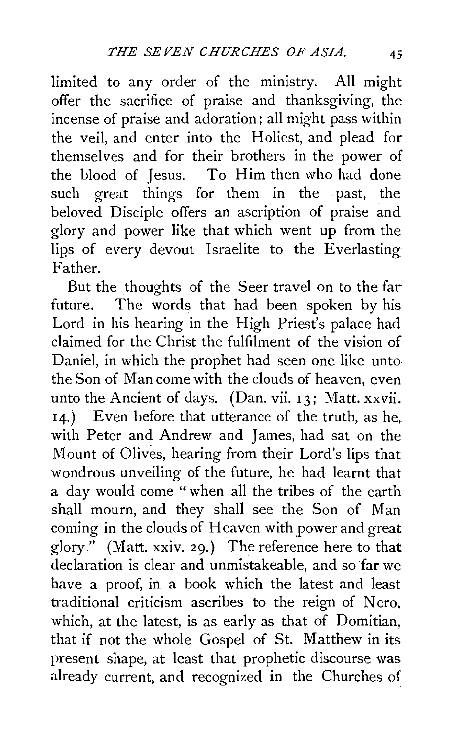limited to any order of the ministry. All might offer the sacrifice of praise and thanksgiving, the incense of praise and adoration; all might pass within the veil, and enter into the Holiest, and plead for themselves and for their brothers in the power of the blood of Jesus. To Him then who had done such great things for them in the past, the beloved Disciple offers an ascription of praise and glory and power like that which went up from the lips of every devout Israelite to the Everlasting Father.

But the thoughts of the Seer travel on to the far future. The words that had been spoken by his Lord in his hearing in the High Priest's palace had claimed for the Christ the fulfilment of the vision of Daniel, in which the prophet had seen one like unto the Son of Man come with the clouds of heaven, even unto the Ancient of days. (Dan. vii. 13; Matt. xxvii. 14.) Even before that utterance of the truth, as he, with Peter and Andrew and James, had sat on the Mount of Olives, hearing from their Lord's lips that wondrous unveiling of the future, he had learnt that a day would come "when all the tribes of the earth shall mourn, and they shall see the Son of Man coming in the clouds of Heaven with power and great glory." (Matt. xxiv. 29.) The reference here to that declaration is clear and unmistakeable, and so far we have a proof, in a book which the latest and least traditional criticism ascribes to the reign of Nero, which, at the latest, is as early as that of Domitian, that if not the whole Gospel of St. Matthew in its present shape, at least that prophetic discourse was already current, and recognized in the Churches of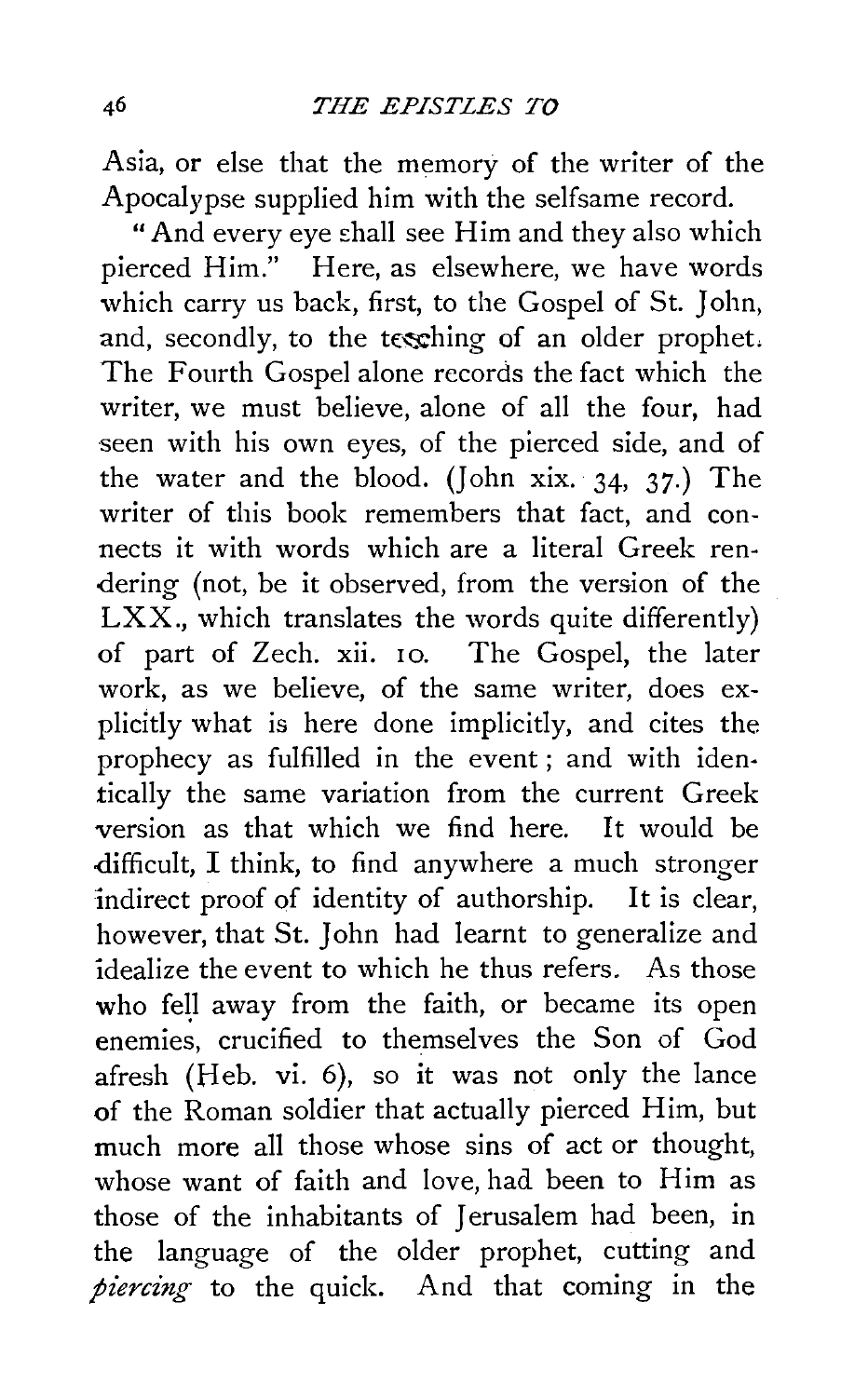Asia, or else that the memory of the writer of the Apocalypse supplied him with the selfsame record.

"And every eye shall see Him and they also which pierced Him." Here, as elsewhere, we have words which carry us back, first, to the Gospel of St. John, and, secondly, to the teaching of an older prophet. The Fourth Gospel alone records the fact which the writer, we must believe, alone of all the four, had seen with his own eyes, of the pierced side, and of the water and the blood. (John xix. 34, 37.) The writer of this book remembers that fact, and connects it with words which are a literal Greek rendering (not, be it observed, from the version of the LXX., which translates the words quite differently) of part of Zech. xii. 10. The Gospel, the later work, as we believe, of the same writer, does explicitly what is here done implicitly, and cites the prophecy as fulfilled in the event; and with identically the same variation from the current Greek version as that which we find here. It would be difficult, I think, to find anywhere a much stronger indirect proof of identity of authorship. It is clear, however, that St. John had learnt to generalize and idealize the event to which he thus refers. As those who fell away from the faith, or became its open enemies, crucified to themselves the Son of God afresh (Heb. vi. 6), so it was not only the lance of the Roman soldier that actually pierced Him, but much more all those whose sins of act or thought, whose want of faith and love, had been to Him as those of the inhabitants of Jerusalem had been, in the language of the older prophet, cutting and *piercing* to the quick. And that coming in the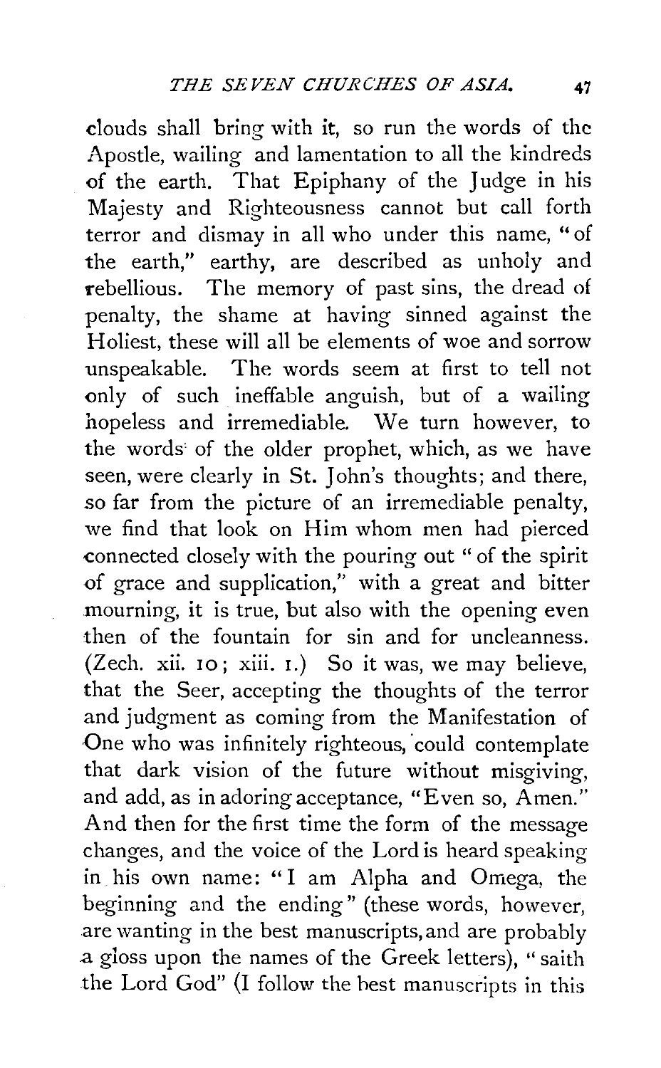clouds shall bring with it, so run the words of the Apostle, wailing and lamentation to all the kindreds of the earth. That Epiphany of the Judge in his Majesty and Righteousness cannot but call forth terror and dismay in all who under this name, "of the earth," earthy, are described as unholy and rebellious. The memory of past sins, the dread of penalty, the shame at having sinned against the Holiest, these will all be elements of woe and sorrow unspeakable. The words seem at first to tell not only of such ineffable anguish, but of a wailing hopeless and irremediable. We turn however, to the words of the older prophet, which, as we have seen, were clearly in St. John's thoughts; and there, so far from the picture of an irremediable penalty, we find that look on Him whom men had pierced connected closely with the pouring out "of the spirit of grace and supplication," with a great and bitter mourning, it is true, but also with the opening even then of the fountain for sin and for uncleanness. (Zech. xii. 10; xiii. 1.) So it was, we may believe, that the Seer, accepting the thoughts of the terror and judgment as coming from the Manifestation of One who was infinitely righteous, could contemplate that dark vision of the future without misgiving, and add, as in adoring acceptance, "Even so, Amen." And then for the first time the form of the message changes, and the voice of the Lord is heard speaking in his own name: "I am Alpha and Omega, the beginning and the ending" (these words, however, are wanting in the best manuscripts, and are probably a gloss upon the names of the Greek letters), "saith the Lord God" (I follow the best manuscripts in this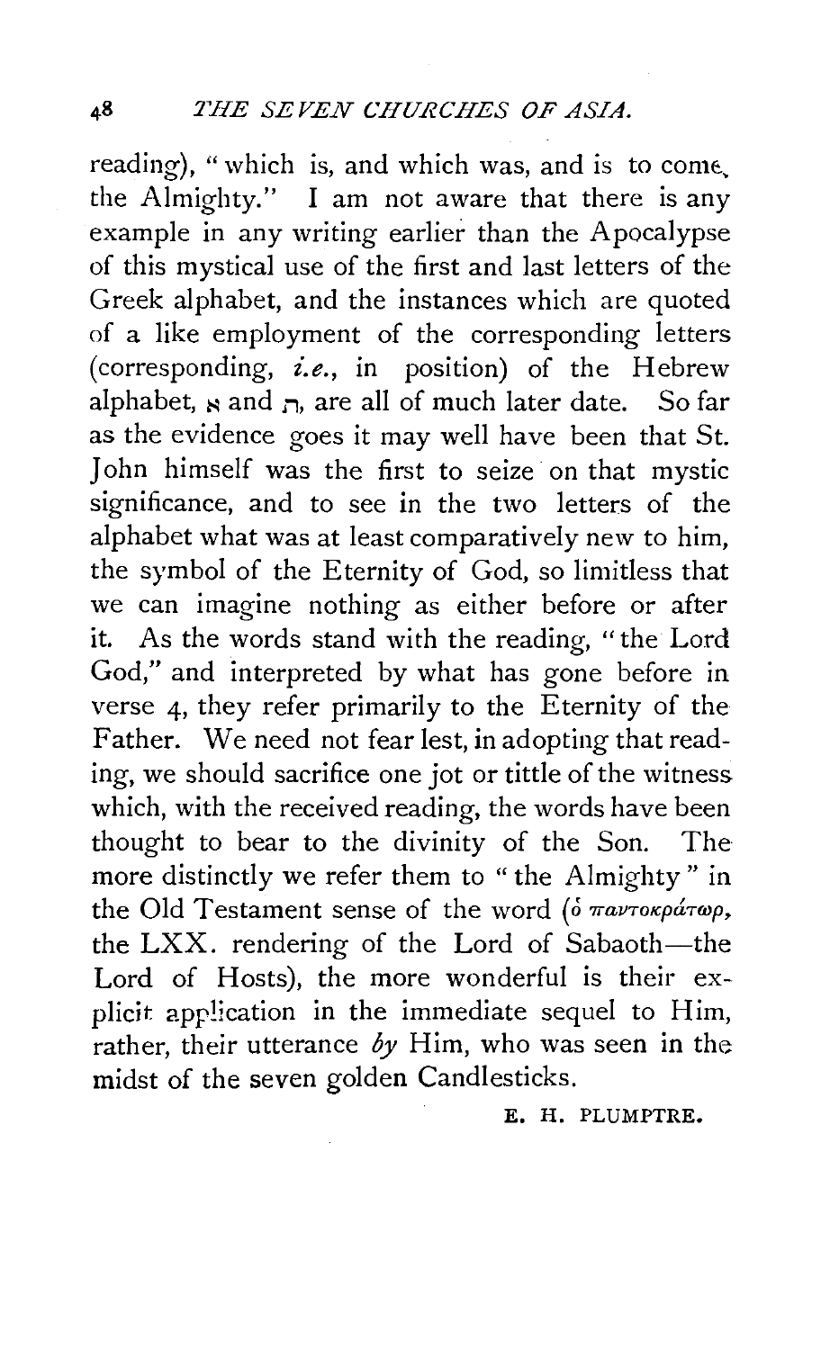reading), "which is, and which was, and is to come, the Almighty." I am not aware that there is any example in any writing earlier than the Apocalypse of this mystical use of the first and last letters of the Greek alphabet, and the instances which are quoted of a like employment of the corresponding letters (corresponding, *i.e.*, in position) of the Hebrew alphabet, א and ת, are all of much later date. So far as the evidence goes it may well have been that St. John himself was the first to seize on that mystic significance, and to see in the two letters of the alphabet what was at least comparatively new to him, the symbol of the Eternity of God, so limitless that we can imagine nothing as either before or after it. As the words stand with the reading, "the Lord God," and interpreted by what has gone before in verse 4, they refer primarily to the Eternity of the Father. We need not fear lest, in adopting that reading, we should sacrifice one jot or tittle of the witness which, with the received reading, the words have been thought to bear to the divinity of the Son. The more distinctly we refer them to "the Almighty" in the Old Testament sense of the word (*ὁ παντοκράτωρ*, the LXX. rendering of the Lord of Sabaoth—the Lord of Hosts), the more wonderful is their explicit application in the immediate sequel to Him, rather, their utterance *by* Him, who was seen in the midst of the seven golden Candlesticks.

E. H. PLUMPTRE.